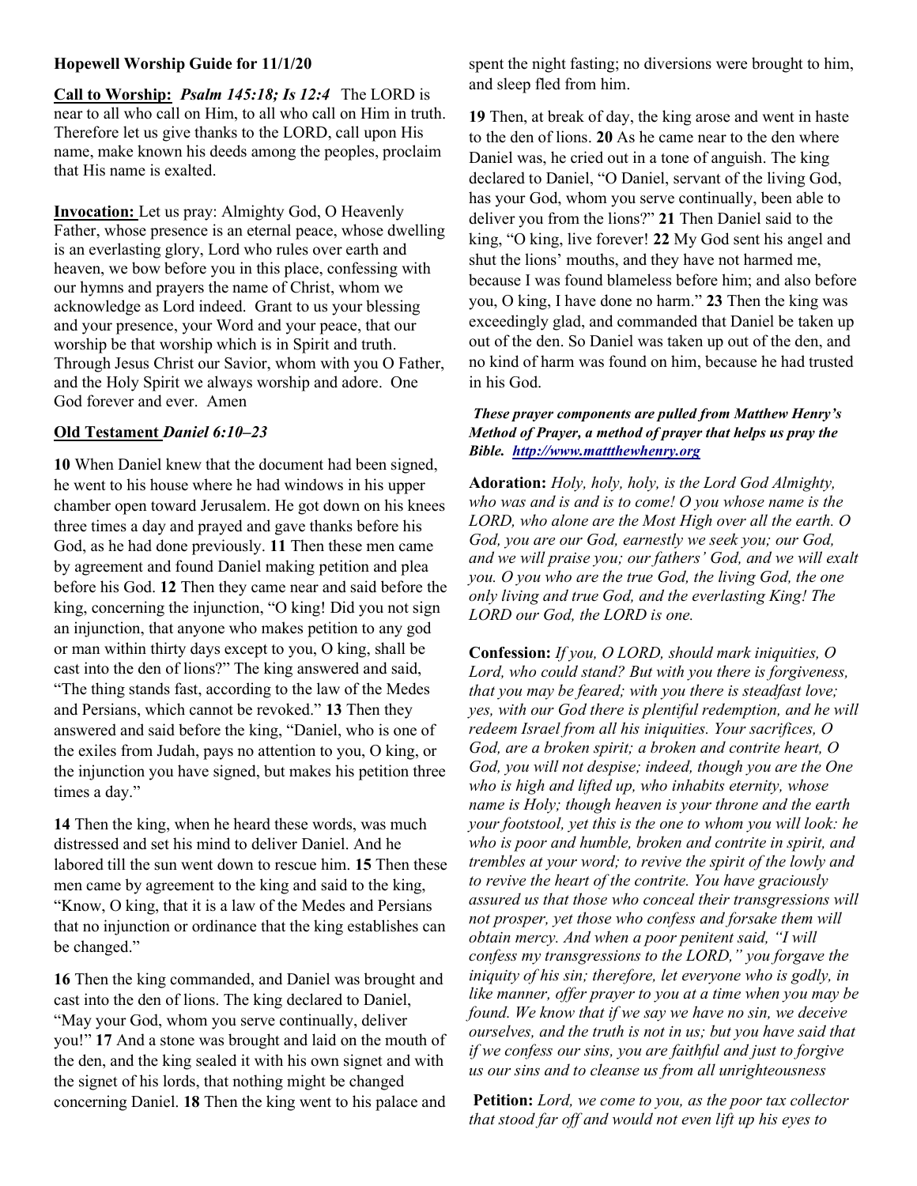**Hopewell Worship Guide for 11/1/20**

**Call to Worship:** ***Psalm 145:18; Is 12:4*** The LORD is near to all who call on Him, to all who call on Him in truth. Therefore let us give thanks to the LORD, call upon His name, make known his deeds among the peoples, proclaim that His name is exalted.

**Invocation:** Let us pray: Almighty God, O Heavenly Father, whose presence is an eternal peace, whose dwelling is an everlasting glory, Lord who rules over earth and heaven, we bow before you in this place, confessing with our hymns and prayers the name of Christ, whom we acknowledge as Lord indeed. Grant to us your blessing and your presence, your Word and your peace, that our worship be that worship which is in Spirit and truth. Through Jesus Christ our Savior, whom with you O Father, and the Holy Spirit we always worship and adore. One God forever and ever. Amen

**Old Testament** ***Daniel 6:10–23***

**10** When Daniel knew that the document had been signed, he went to his house where he had windows in his upper chamber open toward Jerusalem. He got down on his knees three times a day and prayed and gave thanks before his God, as he had done previously. **11** Then these men came by agreement and found Daniel making petition and plea before his God. **12** Then they came near and said before the king, concerning the injunction, "O king! Did you not sign an injunction, that anyone who makes petition to any god or man within thirty days except to you, O king, shall be cast into the den of lions?" The king answered and said, "The thing stands fast, according to the law of the Medes and Persians, which cannot be revoked." **13** Then they answered and said before the king, "Daniel, who is one of the exiles from Judah, pays no attention to you, O king, or the injunction you have signed, but makes his petition three times a day."

**14** Then the king, when he heard these words, was much distressed and set his mind to deliver Daniel. And he labored till the sun went down to rescue him. **15** Then these men came by agreement to the king and said to the king, "Know, O king, that it is a law of the Medes and Persians that no injunction or ordinance that the king establishes can be changed."

**16** Then the king commanded, and Daniel was brought and cast into the den of lions. The king declared to Daniel, "May your God, whom you serve continually, deliver you!" **17** And a stone was brought and laid on the mouth of the den, and the king sealed it with his own signet and with the signet of his lords, that nothing might be changed concerning Daniel. **18** Then the king went to his palace and spent the night fasting; no diversions were brought to him, and sleep fled from him.

**19** Then, at break of day, the king arose and went in haste to the den of lions. **20** As he came near to the den where Daniel was, he cried out in a tone of anguish. The king declared to Daniel, "O Daniel, servant of the living God, has your God, whom you serve continually, been able to deliver you from the lions?" **21** Then Daniel said to the king, "O king, live forever! **22** My God sent his angel and shut the lions' mouths, and they have not harmed me, because I was found blameless before him; and also before you, O king, I have done no harm." **23** Then the king was exceedingly glad, and commanded that Daniel be taken up out of the den. So Daniel was taken up out of the den, and no kind of harm was found on him, because he had trusted in his God.

***These prayer components are pulled from Matthew Henry's Method of Prayer, a method of prayer that helps us pray the Bible. [http://www.mattthewhenry.org](http://www.mattthewhenry.org)***

**Adoration:** *Holy, holy, holy, is the Lord God Almighty, who was and is and is to come! O you whose name is the LORD, who alone are the Most High over all the earth. O God, you are our God, earnestly we seek you; our God, and we will praise you; our fathers' God, and we will exalt you. O you who are the true God, the living God, the one only living and true God, and the everlasting King! The LORD our God, the LORD is one.*

**Confession:** *If you, O LORD, should mark iniquities, O Lord, who could stand? But with you there is forgiveness, that you may be feared; with you there is steadfast love; yes, with our God there is plentiful redemption, and he will redeem Israel from all his iniquities. Your sacrifices, O God, are a broken spirit; a broken and contrite heart, O God, you will not despise; indeed, though you are the One who is high and lifted up, who inhabits eternity, whose name is Holy; though heaven is your throne and the earth your footstool, yet this is the one to whom you will look: he who is poor and humble, broken and contrite in spirit, and trembles at your word; to revive the spirit of the lowly and to revive the heart of the contrite. You have graciously assured us that those who conceal their transgressions will not prosper, yet those who confess and forsake them will obtain mercy. And when a poor penitent said, "I will confess my transgressions to the LORD," you forgave the iniquity of his sin; therefore, let everyone who is godly, in like manner, offer prayer to you at a time when you may be found. We know that if we say we have no sin, we deceive ourselves, and the truth is not in us; but you have said that if we confess our sins, you are faithful and just to forgive us our sins and to cleanse us from all unrighteousness*

**Petition:** *Lord, we come to you, as the poor tax collector that stood far off and would not even lift up his eyes to*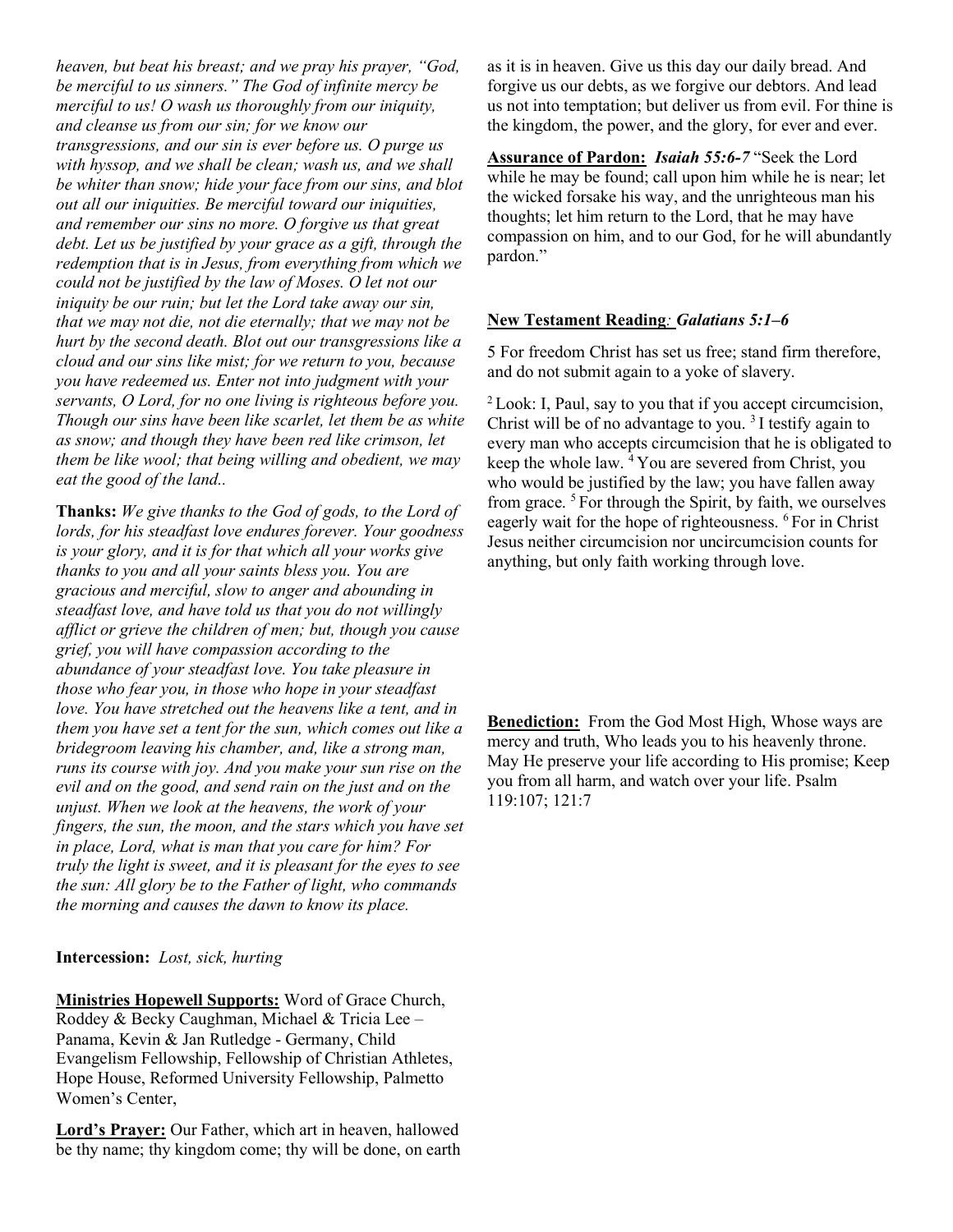*heaven, but beat his breast; and we pray his prayer, "God, be merciful to us sinners." The God of infinite mercy be merciful to us! O wash us thoroughly from our iniquity, and cleanse us from our sin; for we know our transgressions, and our sin is ever before us. O purge us with hyssop, and we shall be clean; wash us, and we shall be whiter than snow; hide your face from our sins, and blot out all our iniquities. Be merciful toward our iniquities, and remember our sins no more. O forgive us that great debt. Let us be justified by your grace as a gift, through the redemption that is in Jesus, from everything from which we could not be justified by the law of Moses. O let not our iniquity be our ruin; but let the Lord take away our sin, that we may not die, not die eternally; that we may not be hurt by the second death. Blot out our transgressions like a cloud and our sins like mist; for we return to you, because you have redeemed us. Enter not into judgment with your servants, O Lord, for no one living is righteous before you. Though our sins have been like scarlet, let them be as white as snow; and though they have been red like crimson, let them be like wool; that being willing and obedient, we may eat the good of the land..*

**Thanks:** *We give thanks to the God of gods, to the Lord of lords, for his steadfast love endures forever. Your goodness is your glory, and it is for that which all your works give thanks to you and all your saints bless you. You are gracious and merciful, slow to anger and abounding in steadfast love, and have told us that you do not willingly afflict or grieve the children of men; but, though you cause grief, you will have compassion according to the abundance of your steadfast love. You take pleasure in those who fear you, in those who hope in your steadfast love. You have stretched out the heavens like a tent, and in them you have set a tent for the sun, which comes out like a bridegroom leaving his chamber, and, like a strong man, runs its course with joy. And you make your sun rise on the evil and on the good, and send rain on the just and on the unjust. When we look at the heavens, the work of your fingers, the sun, the moon, and the stars which you have set in place, Lord, what is man that you care for him? For truly the light is sweet, and it is pleasant for the eyes to see the sun: All glory be to the Father of light, who commands the morning and causes the dawn to know its place.*

**Intercession:** *Lost, sick, hurting*

**Ministries Hopewell Supports:** Word of Grace Church, Roddey & Becky Caughman, Michael & Tricia Lee – Panama, Kevin & Jan Rutledge - Germany, Child Evangelism Fellowship, Fellowship of Christian Athletes, Hope House, Reformed University Fellowship, Palmetto Women's Center,

**Lord's Prayer:** Our Father, which art in heaven, hallowed be thy name; thy kingdom come; thy will be done, on earth as it is in heaven. Give us this day our daily bread. And forgive us our debts, as we forgive our debtors. And lead us not into temptation; but deliver us from evil. For thine is the kingdom, the power, and the glory, for ever and ever.

**Assurance of Pardon:** ***Isaiah 55:6-7*** "Seek the Lord while he may be found; call upon him while he is near; let the wicked forsake his way, and the unrighteous man his thoughts; let him return to the Lord, that he may have compassion on him, and to our God, for he will abundantly pardon."

**New Testament Reading*: Galatians 5:1–6***

5 For freedom Christ has set us free; stand firm therefore, and do not submit again to a yoke of slavery.

[2] Look: I, Paul, say to you that if you accept circumcision, Christ will be of no advantage to you. [3] I testify again to every man who accepts circumcision that he is obligated to keep the whole law. [4] You are severed from Christ, you who would be justified by the law; you have fallen away from grace. [5] For through the Spirit, by faith, we ourselves eagerly wait for the hope of righteousness. [6] For in Christ Jesus neither circumcision nor uncircumcision counts for anything, but only faith working through love.

**Benediction:** From the God Most High, Whose ways are mercy and truth, Who leads you to his heavenly throne. May He preserve your life according to His promise; Keep you from all harm, and watch over your life. Psalm 119:107; 121:7